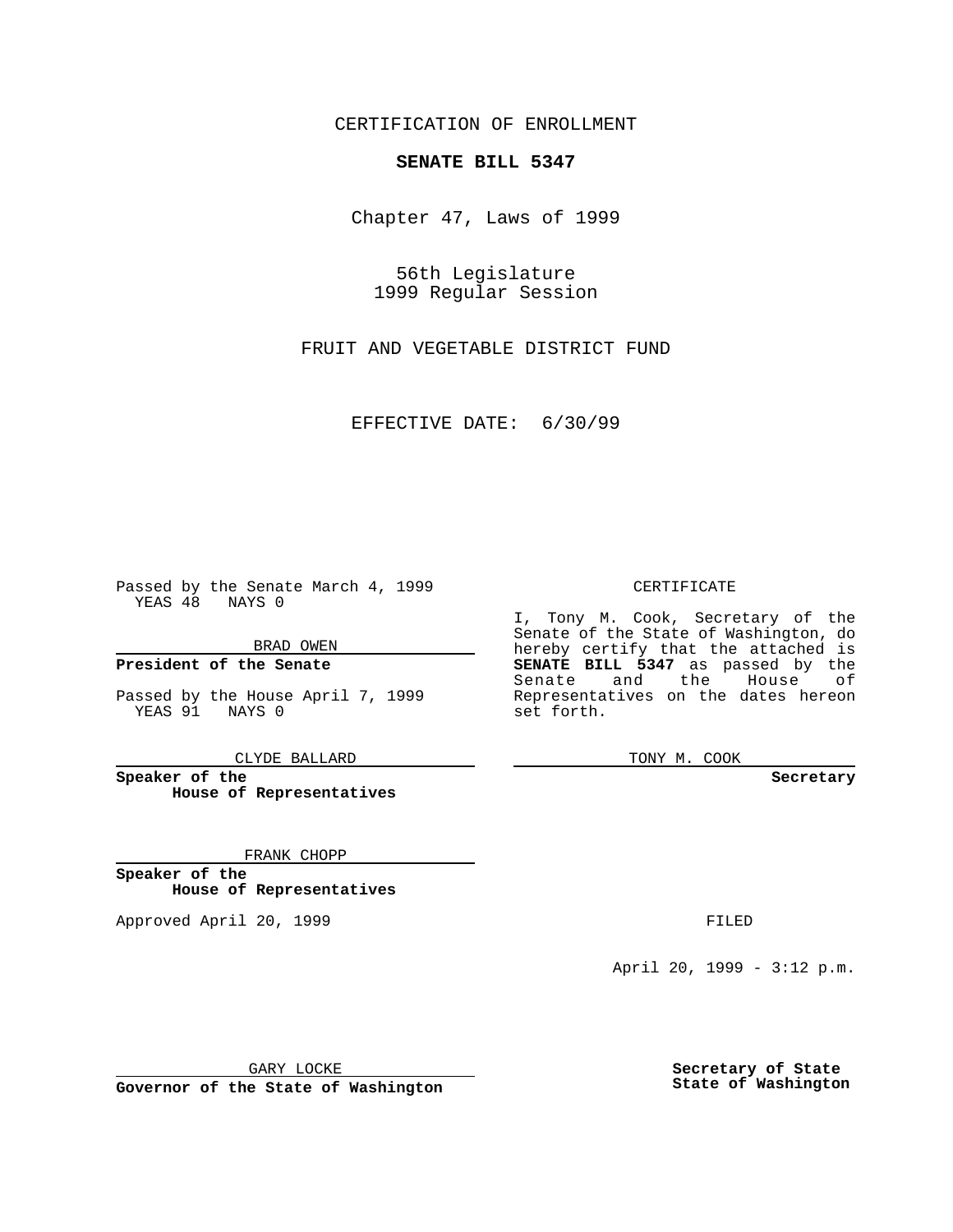CERTIFICATION OF ENROLLMENT

**SENATE BILL 5347**

Chapter 47, Laws of 1999

56th Legislature
1999 Regular Session

FRUIT AND VEGETABLE DISTRICT FUND

EFFECTIVE DATE: 6/30/99

Passed by the Senate March 4, 1999
YEAS 48 NAYS 0

BRAD OWEN

**President of the Senate**

Passed by the House April 7, 1999
YEAS 91 NAYS 0

CLYDE BALLARD

**Speaker of the House of Representatives**

FRANK CHOPP

**Speaker of the House of Representatives**

Approved April 20, 1999

GARY LOCKE

**Governor of the State of Washington**

CERTIFICATE

I, Tony M. Cook, Secretary of the Senate of the State of Washington, do hereby certify that the attached is **SENATE BILL 5347** as passed by the Senate and the House of Representatives on the dates hereon set forth.

TONY M. COOK

**Secretary**

FILED

April 20, 1999 - 3:12 p.m.

**Secretary of State**
**State of Washington**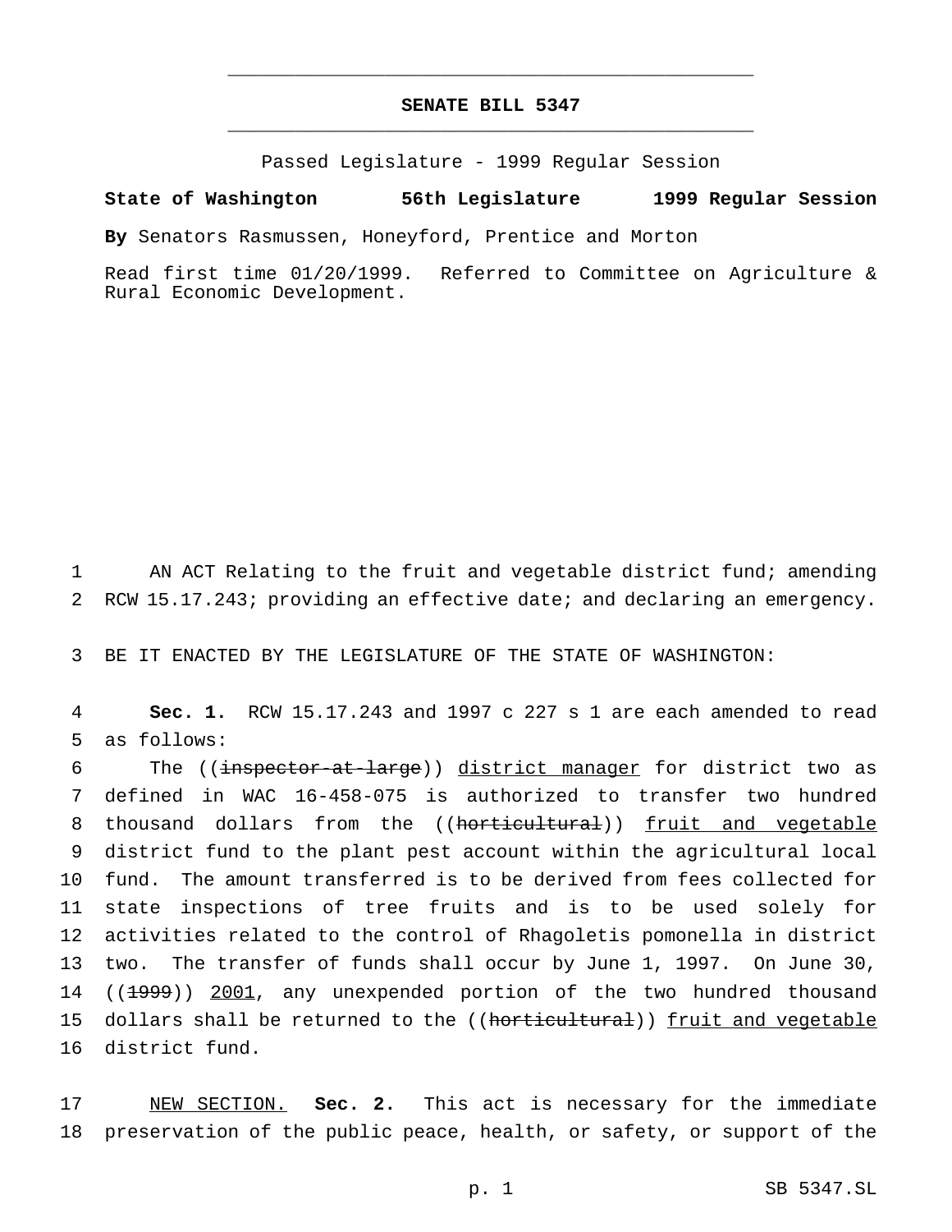# SENATE BILL 5347

Passed Legislature - 1999 Regular Session

**State of Washington 56th Legislature 1999 Regular Session**

**By** Senators Rasmussen, Honeyford, Prentice and Morton

Read first time 01/20/1999. Referred to Committee on Agriculture & Rural Economic Development.

AN ACT Relating to the fruit and vegetable district fund; amending RCW 15.17.243; providing an effective date; and declaring an emergency.

BE IT ENACTED BY THE LEGISLATURE OF THE STATE OF WASHINGTON:

**Sec. 1.** RCW 15.17.243 and 1997 c 227 s 1 are each amended to read as follows:

The ((~~inspector-at-large~~)) <u>district manager</u> for district two as defined in WAC 16-458-075 is authorized to transfer two hundred thousand dollars from the ((~~horticultural~~)) <u>fruit and vegetable</u> district fund to the plant pest account within the agricultural local fund. The amount transferred is to be derived from fees collected for state inspections of tree fruits and is to be used solely for activities related to the control of Rhagoletis pomonella in district two. The transfer of funds shall occur by June 1, 1997. On June 30, ((~~1999~~)) <u>2001</u>, any unexpended portion of the two hundred thousand dollars shall be returned to the ((~~horticultural~~)) <u>fruit and vegetable</u> district fund.

<u>NEW SECTION.</u> **Sec. 2.** This act is necessary for the immediate preservation of the public peace, health, or safety, or support of the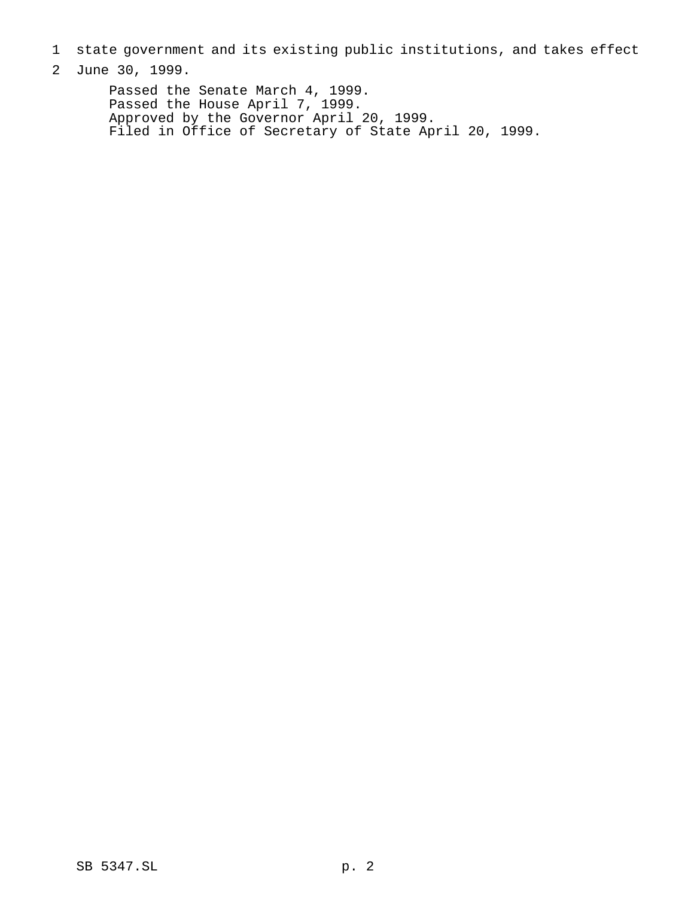state government and its existing public institutions, and takes effect June 30, 1999.

Passed the Senate March 4, 1999.
Passed the House April 7, 1999.
Approved by the Governor April 20, 1999.
Filed in Office of Secretary of State April 20, 1999.